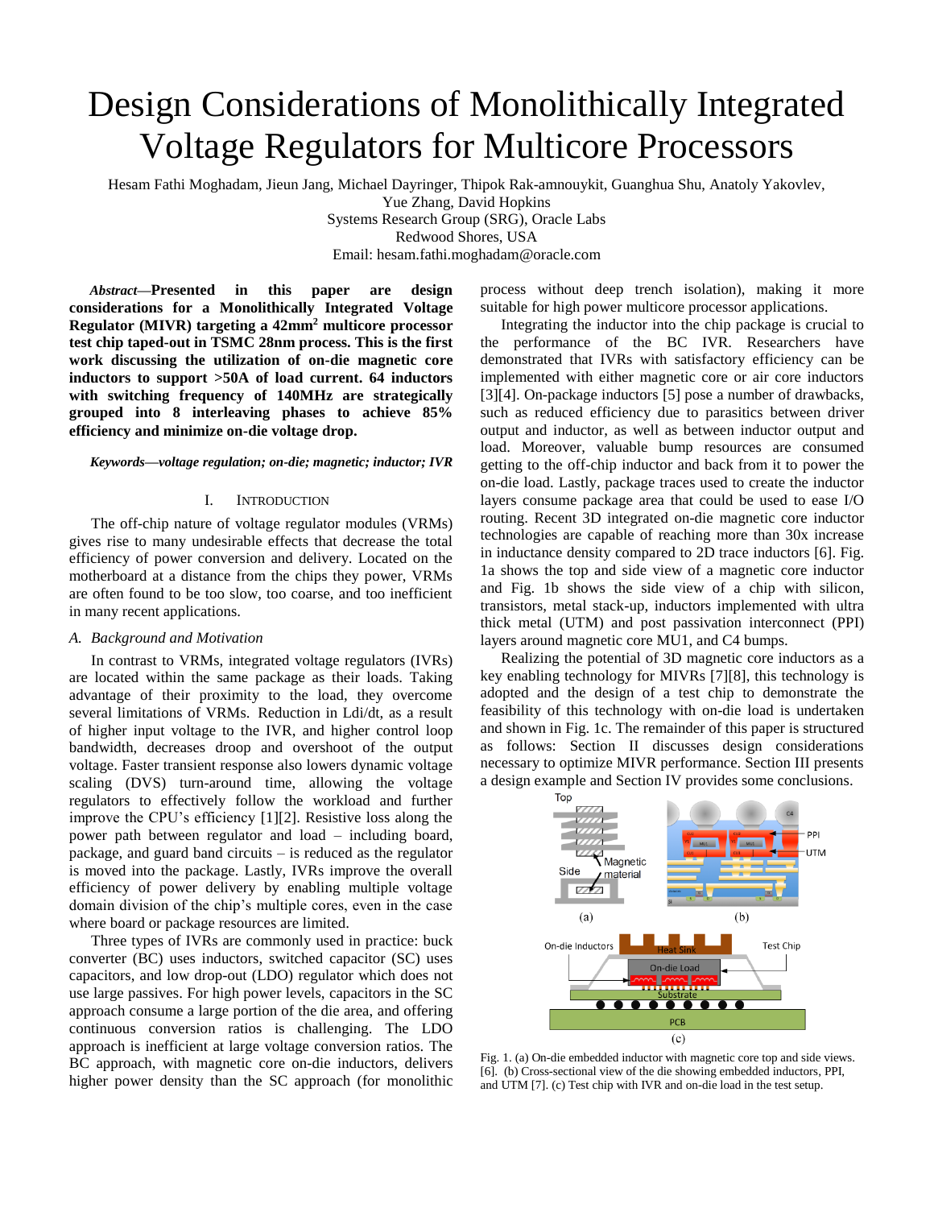# Design Considerations of Monolithically Integrated Voltage Regulators for Multicore Processors

Hesam Fathi Moghadam, Jieun Jang, Michael Dayringer, Thipok Rak-amnouykit, Guanghua Shu, Anatoly Yakovlev, Yue Zhang, David Hopkins

Systems Research Group (SRG), Oracle Labs

Redwood Shores, USA

Email: hesam.fathi.moghadam@oracle.com

***Abstract*—Presented in this paper are design considerations for a Monolithically Integrated Voltage Regulator (MIVR) targeting a 42mm$^2$ multicore processor test chip taped-out in TSMC 28nm process. This is the first work discussing the utilization of on-die magnetic core inductors to support >50A of load current. 64 inductors with switching frequency of 140MHz are strategically grouped into 8 interleaving phases to achieve 85% efficiency and minimize on-die voltage drop.**

***Keywords—voltage regulation; on-die; magnetic; inductor; IVR***

## I. Introduction

The off-chip nature of voltage regulator modules (VRMs) gives rise to many undesirable effects that decrease the total efficiency of power conversion and delivery. Located on the motherboard at a distance from the chips they power, VRMs are often found to be too slow, too coarse, and too inefficient in many recent applications.

### A. Background and Motivation

In contrast to VRMs, integrated voltage regulators (IVRs) are located within the same package as their loads. Taking advantage of their proximity to the load, they overcome several limitations of VRMs. Reduction in Ldi/dt, as a result of higher input voltage to the IVR, and higher control loop bandwidth, decreases droop and overshoot of the output voltage. Faster transient response also lowers dynamic voltage scaling (DVS) turn-around time, allowing the voltage regulators to effectively follow the workload and further improve the CPU's efficiency [1][2]. Resistive loss along the power path between regulator and load – including board, package, and guard band circuits – is reduced as the regulator is moved into the package. Lastly, IVRs improve the overall efficiency of power delivery by enabling multiple voltage domain division of the chip's multiple cores, even in the case where board or package resources are limited.

Three types of IVRs are commonly used in practice: buck converter (BC) uses inductors, switched capacitor (SC) uses capacitors, and low drop-out (LDO) regulator which does not use large passives. For high power levels, capacitors in the SC approach consume a large portion of the die area, and offering continuous conversion ratios is challenging. The LDO approach is inefficient at large voltage conversion ratios. The BC approach, with magnetic core on-die inductors, delivers higher power density than the SC approach (for monolithic process without deep trench isolation), making it more suitable for high power multicore processor applications.

Integrating the inductor into the chip package is crucial to the performance of the BC IVR. Researchers have demonstrated that IVRs with satisfactory efficiency can be implemented with either magnetic core or air core inductors [3][4]. On-package inductors [5] pose a number of drawbacks, such as reduced efficiency due to parasitics between driver output and inductor, as well as between inductor output and load. Moreover, valuable bump resources are consumed getting to the off-chip inductor and back from it to power the on-die load. Lastly, package traces used to create the inductor layers consume package area that could be used to ease I/O routing. Recent 3D integrated on-die magnetic core inductor technologies are capable of reaching more than 30x increase in inductance density compared to 2D trace inductors [6]. Fig. 1a shows the top and side view of a magnetic core inductor and Fig. 1b shows the side view of a chip with silicon, transistors, metal stack-up, inductors implemented with ultra thick metal (UTM) and post passivation interconnect (PPI) layers around magnetic core MU1, and C4 bumps.

Realizing the potential of 3D magnetic core inductors as a key enabling technology for MIVRs [7][8], this technology is adopted and the design of a test chip to demonstrate the feasibility of this technology with on-die load is undertaken and shown in Fig. 1c. The remainder of this paper is structured as follows: Section II discusses design considerations necessary to optimize MIVR performance. Section III presents a design example and Section IV provides some conclusions.

Fig. 1. (a) On-die embedded inductor with magnetic core top and side views. [6]. (b) Cross-sectional view of the die showing embedded inductors, PPI, and UTM [7]. (c) Test chip with IVR and on-die load in the test setup.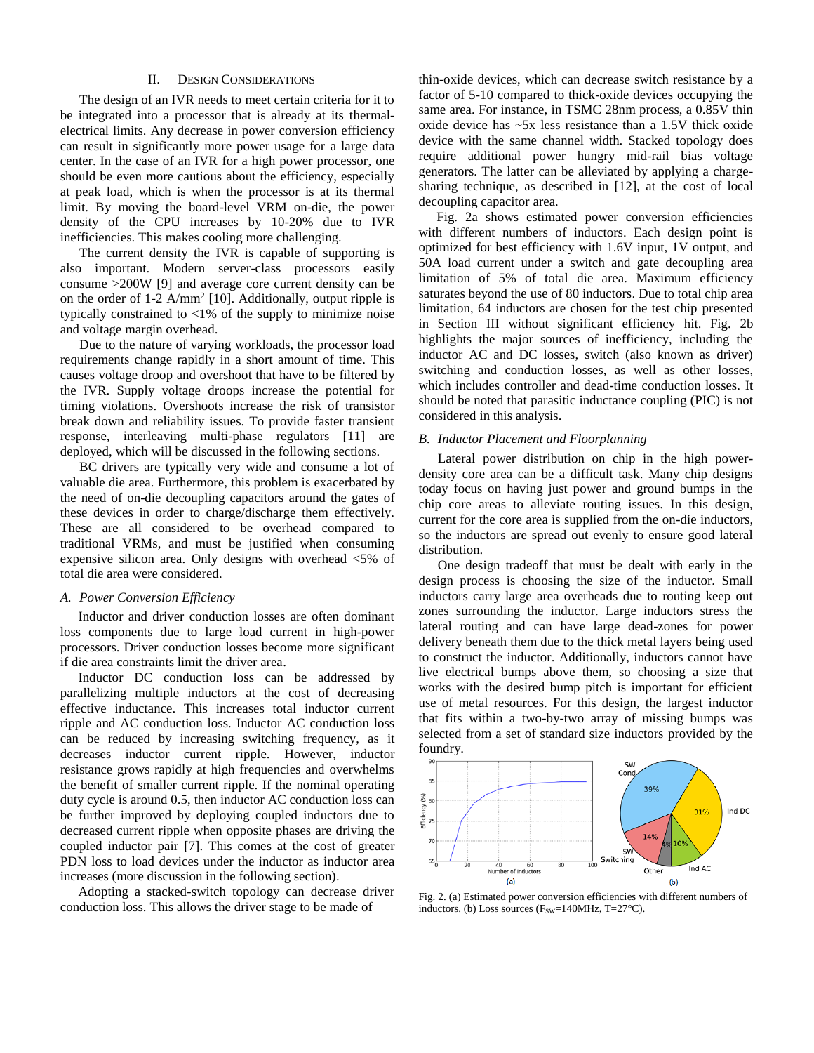## II. Design Considerations

The design of an IVR needs to meet certain criteria for it to be integrated into a processor that is already at its thermal-electrical limits. Any decrease in power conversion efficiency can result in significantly more power usage for a large data center. In the case of an IVR for a high power processor, one should be even more cautious about the efficiency, especially at peak load, which is when the processor is at its thermal limit. By moving the board-level VRM on-die, the power density of the CPU increases by 10-20% due to IVR inefficiencies. This makes cooling more challenging.

The current density the IVR is capable of supporting is also important. Modern server-class processors easily consume >200W [9] and average core current density can be on the order of 1-2 A/mm$^2$ [10]. Additionally, output ripple is typically constrained to <1% of the supply to minimize noise and voltage margin overhead.

Due to the nature of varying workloads, the processor load requirements change rapidly in a short amount of time. This causes voltage droop and overshoot that have to be filtered by the IVR. Supply voltage droops increase the potential for timing violations. Overshoots increase the risk of transistor break down and reliability issues. To provide faster transient response, interleaving multi-phase regulators [11] are deployed, which will be discussed in the following sections.

BC drivers are typically very wide and consume a lot of valuable die area. Furthermore, this problem is exacerbated by the need of on-die decoupling capacitors around the gates of these devices in order to charge/discharge them effectively. These are all considered to be overhead compared to traditional VRMs, and must be justified when consuming expensive silicon area. Only designs with overhead <5% of total die area were considered.

### *A. Power Conversion Efficiency*

Inductor and driver conduction losses are often dominant loss components due to large load current in high-power processors. Driver conduction losses become more significant if die area constraints limit the driver area.

Inductor DC conduction loss can be addressed by parallelizing multiple inductors at the cost of decreasing effective inductance. This increases total inductor current ripple and AC conduction loss. Inductor AC conduction loss can be reduced by increasing switching frequency, as it decreases inductor current ripple. However, inductor resistance grows rapidly at high frequencies and overwhelms the benefit of smaller current ripple. If the nominal operating duty cycle is around 0.5, then inductor AC conduction loss can be further improved by deploying coupled inductors due to decreased current ripple when opposite phases are driving the coupled inductor pair [7]. This comes at the cost of greater PDN loss to load devices under the inductor as inductor area increases (more discussion in the following section).

Adopting a stacked-switch topology can decrease driver conduction loss. This allows the driver stage to be made of thin-oxide devices, which can decrease switch resistance by a factor of 5-10 compared to thick-oxide devices occupying the same area. For instance, in TSMC 28nm process, a 0.85V thin oxide device has ~5x less resistance than a 1.5V thick oxide device with the same channel width. Stacked topology does require additional power hungry mid-rail bias voltage generators. The latter can be alleviated by applying a charge-sharing technique, as described in [12], at the cost of local decoupling capacitor area.

Fig. 2a shows estimated power conversion efficiencies with different numbers of inductors. Each design point is optimized for best efficiency with 1.6V input, 1V output, and 50A load current under a switch and gate decoupling area limitation of 5% of total die area. Maximum efficiency saturates beyond the use of 80 inductors. Due to total chip area limitation, 64 inductors are chosen for the test chip presented in Section III without significant efficiency hit. Fig. 2b highlights the major sources of inefficiency, including the inductor AC and DC losses, switch (also known as driver) switching and conduction losses, as well as other losses, which includes controller and dead-time conduction losses. It should be noted that parasitic inductance coupling (PIC) is not considered in this analysis.

### *B. Inductor Placement and Floorplanning*

Lateral power distribution on chip in the high power-density core area can be a difficult task. Many chip designs today focus on having just power and ground bumps in the chip core areas to alleviate routing issues. In this design, current for the core area is supplied from the on-die inductors, so the inductors are spread out evenly to ensure good lateral distribution.

One design tradeoff that must be dealt with early in the design process is choosing the size of the inductor. Small inductors carry large area overheads due to routing keep out zones surrounding the inductor. Large inductors stress the lateral routing and can have large dead-zones for power delivery beneath them due to the thick metal layers being used to construct the inductor. Additionally, inductors cannot have live electrical bumps above them, so choosing a size that works with the desired bump pitch is important for efficient use of metal resources. For this design, the largest inductor that fits within a two-by-two array of missing bumps was selected from a set of standard size inductors provided by the foundry.

Fig. 2. (a) Estimated power conversion efficiencies with different numbers of inductors. (b) Loss sources ($F_{SW}$=140MHz, T=27°C).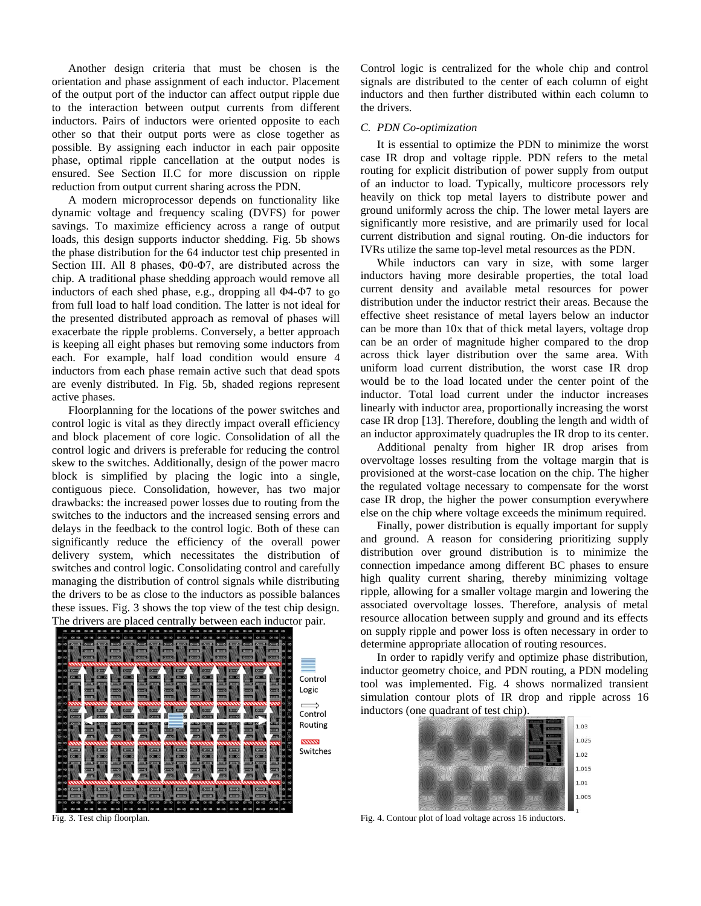Another design criteria that must be chosen is the orientation and phase assignment of each inductor. Placement of the output port of the inductor can affect output ripple due to the interaction between output currents from different inductors. Pairs of inductors were oriented opposite to each other so that their output ports were as close together as possible. By assigning each inductor in each pair opposite phase, optimal ripple cancellation at the output nodes is ensured. See Section II.C for more discussion on ripple reduction from output current sharing across the PDN.

A modern microprocessor depends on functionality like dynamic voltage and frequency scaling (DVFS) for power savings. To maximize efficiency across a range of output loads, this design supports inductor shedding. Fig. 5b shows the phase distribution for the 64 inductor test chip presented in Section III. All 8 phases, Φ0-Φ7, are distributed across the chip. A traditional phase shedding approach would remove all inductors of each shed phase, e.g., dropping all Φ4-Φ7 to go from full load to half load condition. The latter is not ideal for the presented distributed approach as removal of phases will exacerbate the ripple problems. Conversely, a better approach is keeping all eight phases but removing some inductors from each. For example, half load condition would ensure 4 inductors from each phase remain active such that dead spots are evenly distributed. In Fig. 5b, shaded regions represent active phases.

Floorplanning for the locations of the power switches and control logic is vital as they directly impact overall efficiency and block placement of core logic. Consolidation of all the control logic and drivers is preferable for reducing the control skew to the switches. Additionally, design of the power macro block is simplified by placing the logic into a single, contiguous piece. Consolidation, however, has two major drawbacks: the increased power losses due to routing from the switches to the inductors and the increased sensing errors and delays in the feedback to the control logic. Both of these can significantly reduce the efficiency of the overall power delivery system, which necessitates the distribution of switches and control logic. Consolidating control and carefully managing the distribution of control signals while distributing the drivers to be as close to the inductors as possible balances these issues. Fig. 3 shows the top view of the test chip design. The drivers are placed centrally between each inductor pair.

Control Logic

Control Routing

Switches

Fig. 3. Test chip floorplan.

Control logic is centralized for the whole chip and control signals are distributed to the center of each column of eight inductors and then further distributed within each column to the drivers.

### *C. PDN Co-optimization*

It is essential to optimize the PDN to minimize the worst case IR drop and voltage ripple. PDN refers to the metal routing for explicit distribution of power supply from output of an inductor to load. Typically, multicore processors rely heavily on thick top metal layers to distribute power and ground uniformly across the chip. The lower metal layers are significantly more resistive, and are primarily used for local current distribution and signal routing. On-die inductors for IVRs utilize the same top-level metal resources as the PDN.

While inductors can vary in size, with some larger inductors having more desirable properties, the total load current density and available metal resources for power distribution under the inductor restrict their areas. Because the effective sheet resistance of metal layers below an inductor can be more than 10x that of thick metal layers, voltage drop can be an order of magnitude higher compared to the drop across thick layer distribution over the same area. With uniform load current distribution, the worst case IR drop would be to the load located under the center point of the inductor. Total load current under the inductor increases linearly with inductor area, proportionally increasing the worst case IR drop [13]. Therefore, doubling the length and width of an inductor approximately quadruples the IR drop to its center.

Additional penalty from higher IR drop arises from overvoltage losses resulting from the voltage margin that is provisioned at the worst-case location on the chip. The higher the regulated voltage necessary to compensate for the worst case IR drop, the higher the power consumption everywhere else on the chip where voltage exceeds the minimum required.

Finally, power distribution is equally important for supply and ground. A reason for considering prioritizing supply distribution over ground distribution is to minimize the connection impedance among different BC phases to ensure high quality current sharing, thereby minimizing voltage ripple, allowing for a smaller voltage margin and lowering the associated overvoltage losses. Therefore, analysis of metal resource allocation between supply and ground and its effects on supply ripple and power loss is often necessary in order to determine appropriate allocation of routing resources.

In order to rapidly verify and optimize phase distribution, inductor geometry choice, and PDN routing, a PDN modeling tool was implemented. Fig. 4 shows normalized transient simulation contour plots of IR drop and ripple across 16 inductors (one quadrant of test chip).

1.03
1.025
1.02
1.015
1.01
1.005
1

Fig. 4. Contour plot of load voltage across 16 inductors.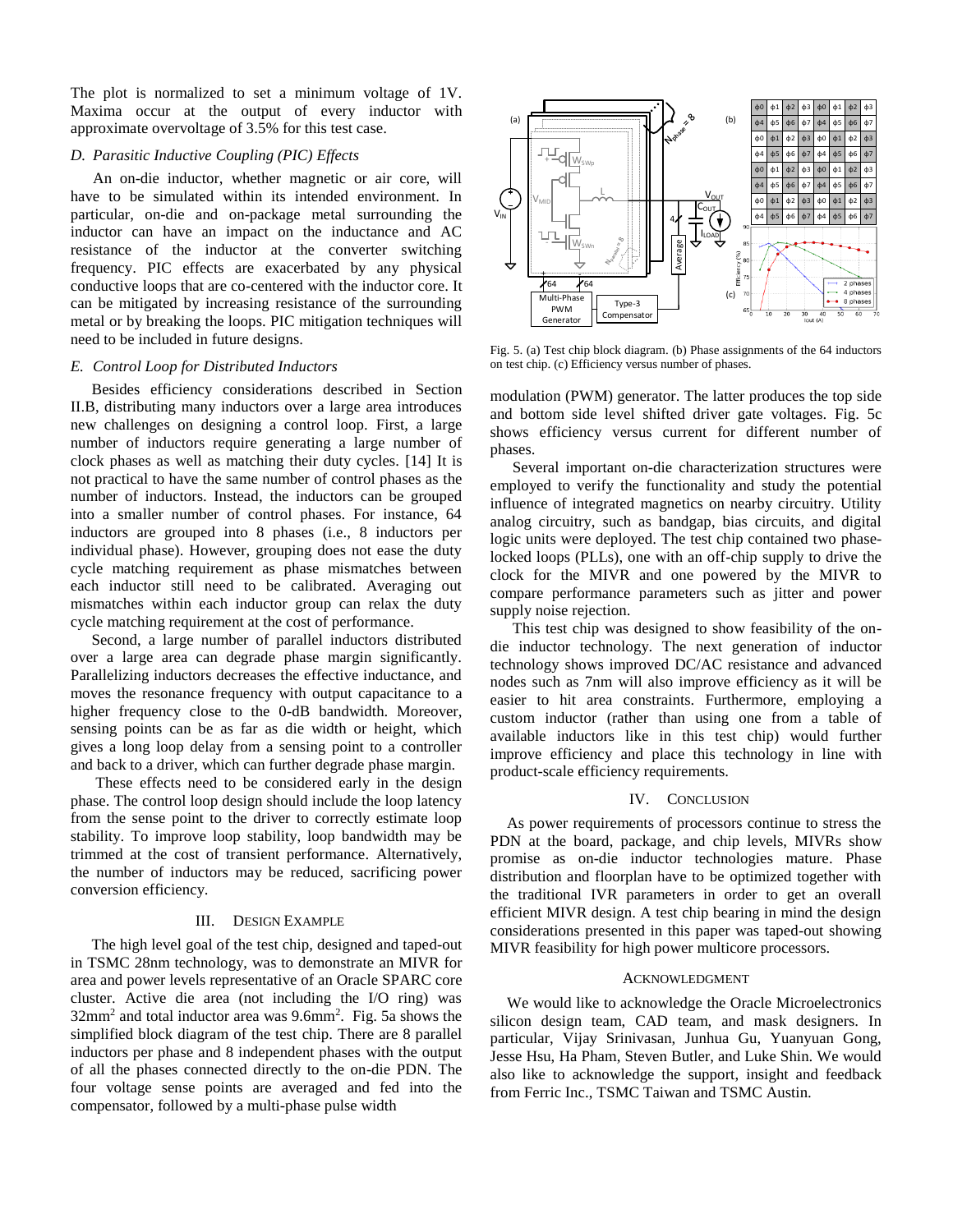The plot is normalized to set a minimum voltage of 1V. Maxima occur at the output of every inductor with approximate overvoltage of 3.5% for this test case.

### D. Parasitic Inductive Coupling (PIC) Effects

An on-die inductor, whether magnetic or air core, will have to be simulated within its intended environment. In particular, on-die and on-package metal surrounding the inductor can have an impact on the inductance and AC resistance of the inductor at the converter switching frequency. PIC effects are exacerbated by any physical conductive loops that are co-centered with the inductor core. It can be mitigated by increasing resistance of the surrounding metal or by breaking the loops. PIC mitigation techniques will need to be included in future designs.

### E. Control Loop for Distributed Inductors

Besides efficiency considerations described in Section II.B, distributing many inductors over a large area introduces new challenges on designing a control loop. First, a large number of inductors require generating a large number of clock phases as well as matching their duty cycles. [14] It is not practical to have the same number of control phases as the number of inductors. Instead, the inductors can be grouped into a smaller number of control phases. For instance, 64 inductors are grouped into 8 phases (i.e., 8 inductors per individual phase). However, grouping does not ease the duty cycle matching requirement as phase mismatches between each inductor still need to be calibrated. Averaging out mismatches within each inductor group can relax the duty cycle matching requirement at the cost of performance.

Second, a large number of parallel inductors distributed over a large area can degrade phase margin significantly. Parallelizing inductors decreases the effective inductance, and moves the resonance frequency with output capacitance to a higher frequency close to the 0-dB bandwidth. Moreover, sensing points can be as far as die width or height, which gives a long loop delay from a sensing point to a controller and back to a driver, which can further degrade phase margin.

These effects need to be considered early in the design phase. The control loop design should include the loop latency from the sense point to the driver to correctly estimate loop stability. To improve loop stability, loop bandwidth may be trimmed at the cost of transient performance. Alternatively, the number of inductors may be reduced, sacrificing power conversion efficiency.

## III. Design Example

The high level goal of the test chip, designed and taped-out in TSMC 28nm technology, was to demonstrate an MIVR for area and power levels representative of an Oracle SPARC core cluster. Active die area (not including the I/O ring) was $32\text{mm}^2$ and total inductor area was $9.6\text{mm}^2$. Fig. 5a shows the simplified block diagram of the test chip. There are 8 parallel inductors per phase and 8 independent phases with the output of all the phases connected directly to the on-die PDN. The four voltage sense points are averaged and fed into the compensator, followed by a multi-phase pulse width modulation (PWM) generator. The latter produces the top side and bottom side level shifted driver gate voltages. Fig. 5c shows efficiency versus current for different number of phases.

(a)
$N_{phase} = 8$
$W_{SWp}$
$V_{MID}$
L
$W_{SWn}$
$N_{parallel} = 8$
$V_{IN}$
$V_{OUT}$
$C_{OUT}$
$I_{LOAD}$
4
Average
64
64
Multi-Phase PWM Generator
Type-3 Compensator

(b)

| | | | | | | | |
|---|---|---|---|---|---|---|---|
| ϕ0 | ϕ1 | ϕ2 | ϕ3 | ϕ0 | ϕ1 | ϕ2 | ϕ3 |
| ϕ4 | ϕ5 | ϕ6 | ϕ7 | ϕ4 | ϕ5 | ϕ6 | ϕ7 |
| ϕ0 | ϕ1 | ϕ2 | ϕ3 | ϕ0 | ϕ1 | ϕ2 | ϕ3 |
| ϕ4 | ϕ5 | ϕ6 | ϕ7 | ϕ4 | ϕ5 | ϕ6 | ϕ7 |
| ϕ0 | ϕ1 | ϕ2 | ϕ3 | ϕ0 | ϕ1 | ϕ2 | ϕ3 |
| ϕ4 | ϕ5 | ϕ6 | ϕ7 | ϕ4 | ϕ5 | ϕ6 | ϕ7 |
| ϕ0 | ϕ1 | ϕ2 | ϕ3 | ϕ0 | ϕ1 | ϕ2 | ϕ3 |
| ϕ4 | ϕ5 | ϕ6 | ϕ7 | ϕ4 | ϕ5 | ϕ6 | ϕ7 |

(c)
Efficiency (%)
90
85
80
75
70
65
0 10 20 30 40 50 60 70
Iout (A)
2 phases
4 phases
8 phases

Fig. 5. (a) Test chip block diagram. (b) Phase assignments of the 64 inductors on test chip. (c) Efficiency versus number of phases.

Several important on-die characterization structures were employed to verify the functionality and study the potential influence of integrated magnetics on nearby circuitry. Utility analog circuitry, such as bandgap, bias circuits, and digital logic units were deployed. The test chip contained two phase-locked loops (PLLs), one with an off-chip supply to drive the clock for the MIVR and one powered by the MIVR to compare performance parameters such as jitter and power supply noise rejection.

This test chip was designed to show feasibility of the on-die inductor technology. The next generation of inductor technology shows improved DC/AC resistance and advanced nodes such as 7nm will also improve efficiency as it will be easier to hit area constraints. Furthermore, employing a custom inductor (rather than using one from a table of available inductors like in this test chip) would further improve efficiency and place this technology in line with product-scale efficiency requirements.

## IV. Conclusion

As power requirements of processors continue to stress the PDN at the board, package, and chip levels, MIVRs show promise as on-die inductor technologies mature. Phase distribution and floorplan have to be optimized together with the traditional IVR parameters in order to get an overall efficient MIVR design. A test chip bearing in mind the design considerations presented in this paper was taped-out showing MIVR feasibility for high power multicore processors.

## Acknowledgment

We would like to acknowledge the Oracle Microelectronics silicon design team, CAD team, and mask designers. In particular, Vijay Srinivasan, Junhua Gu, Yuanyuan Gong, Jesse Hsu, Ha Pham, Steven Butler, and Luke Shin. We would also like to acknowledge the support, insight and feedback from Ferric Inc., TSMC Taiwan and TSMC Austin.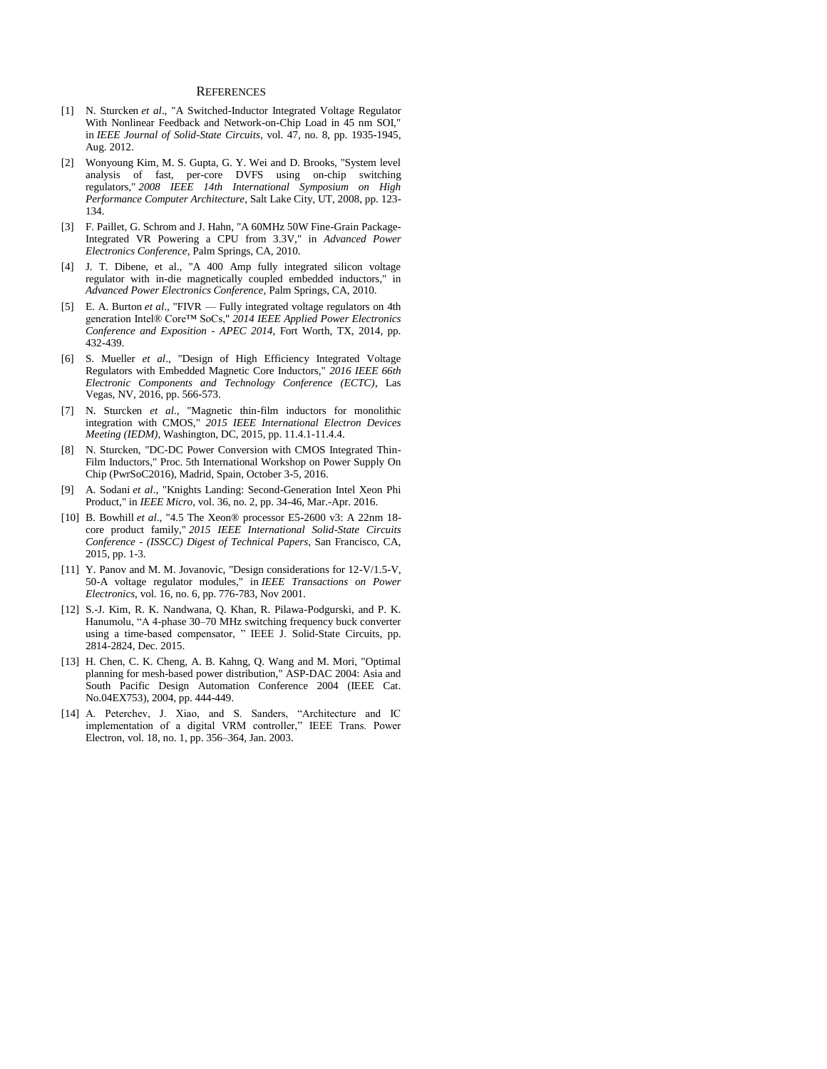## REFERENCES

[1] N. Sturcken *et al*., "A Switched-Inductor Integrated Voltage Regulator With Nonlinear Feedback and Network-on-Chip Load in 45 nm SOI," in *IEEE Journal of Solid-State Circuits*, vol. 47, no. 8, pp. 1935-1945, Aug. 2012.

[2] Wonyoung Kim, M. S. Gupta, G. Y. Wei and D. Brooks, "System level analysis of fast, per-core DVFS using on-chip switching regulators," *2008 IEEE 14th International Symposium on High Performance Computer Architecture*, Salt Lake City, UT, 2008, pp. 123-134.

[3] F. Paillet, G. Schrom and J. Hahn, "A 60MHz 50W Fine-Grain Package-Integrated VR Powering a CPU from 3.3V," in *Advanced Power Electronics Conference*, Palm Springs, CA, 2010.

[4] J. T. Dibene, et al., "A 400 Amp fully integrated silicon voltage regulator with in-die magnetically coupled embedded inductors," in *Advanced Power Electronics Conference*, Palm Springs, CA, 2010.

[5] E. A. Burton *et al*., "FIVR — Fully integrated voltage regulators on 4th generation Intel® Core™ SoCs," *2014 IEEE Applied Power Electronics Conference and Exposition - APEC 2014*, Fort Worth, TX, 2014, pp. 432-439.

[6] S. Mueller *et al*., "Design of High Efficiency Integrated Voltage Regulators with Embedded Magnetic Core Inductors," *2016 IEEE 66th Electronic Components and Technology Conference (ECTC)*, Las Vegas, NV, 2016, pp. 566-573.

[7] N. Sturcken *et al.*, "Magnetic thin-film inductors for monolithic integration with CMOS," *2015 IEEE International Electron Devices Meeting (IEDM)*, Washington, DC, 2015, pp. 11.4.1-11.4.4.

[8] N. Sturcken, "DC-DC Power Conversion with CMOS Integrated Thin-Film Inductors," Proc. 5th International Workshop on Power Supply On Chip (PwrSoC2016), Madrid, Spain, October 3-5, 2016.

[9] A. Sodani *et al*., "Knights Landing: Second-Generation Intel Xeon Phi Product," in *IEEE Micro*, vol. 36, no. 2, pp. 34-46, Mar.-Apr. 2016.

[10] B. Bowhill *et al*., "4.5 The Xeon® processor E5-2600 v3: A 22nm 18-core product family," *2015 IEEE International Solid-State Circuits Conference - (ISSCC) Digest of Technical Papers*, San Francisco, CA, 2015, pp. 1-3.

[11] Y. Panov and M. M. Jovanovic, "Design considerations for 12-V/1.5-V, 50-A voltage regulator modules," in *IEEE Transactions on Power Electronics*, vol. 16, no. 6, pp. 776-783, Nov 2001.

[12] S.-J. Kim, R. K. Nandwana, Q. Khan, R. Pilawa-Podgurski, and P. K. Hanumolu, "A 4-phase 30–70 MHz switching frequency buck converter using a time-based compensator, " IEEE J. Solid-State Circuits, pp. 2814-2824, Dec. 2015.

[13] H. Chen, C. K. Cheng, A. B. Kahng, Q. Wang and M. Mori, "Optimal planning for mesh-based power distribution," ASP-DAC 2004: Asia and South Pacific Design Automation Conference 2004 (IEEE Cat. No.04EX753), 2004, pp. 444-449.

[14] A. Peterchev, J. Xiao, and S. Sanders, "Architecture and IC implementation of a digital VRM controller," IEEE Trans. Power Electron, vol. 18, no. 1, pp. 356–364, Jan. 2003.